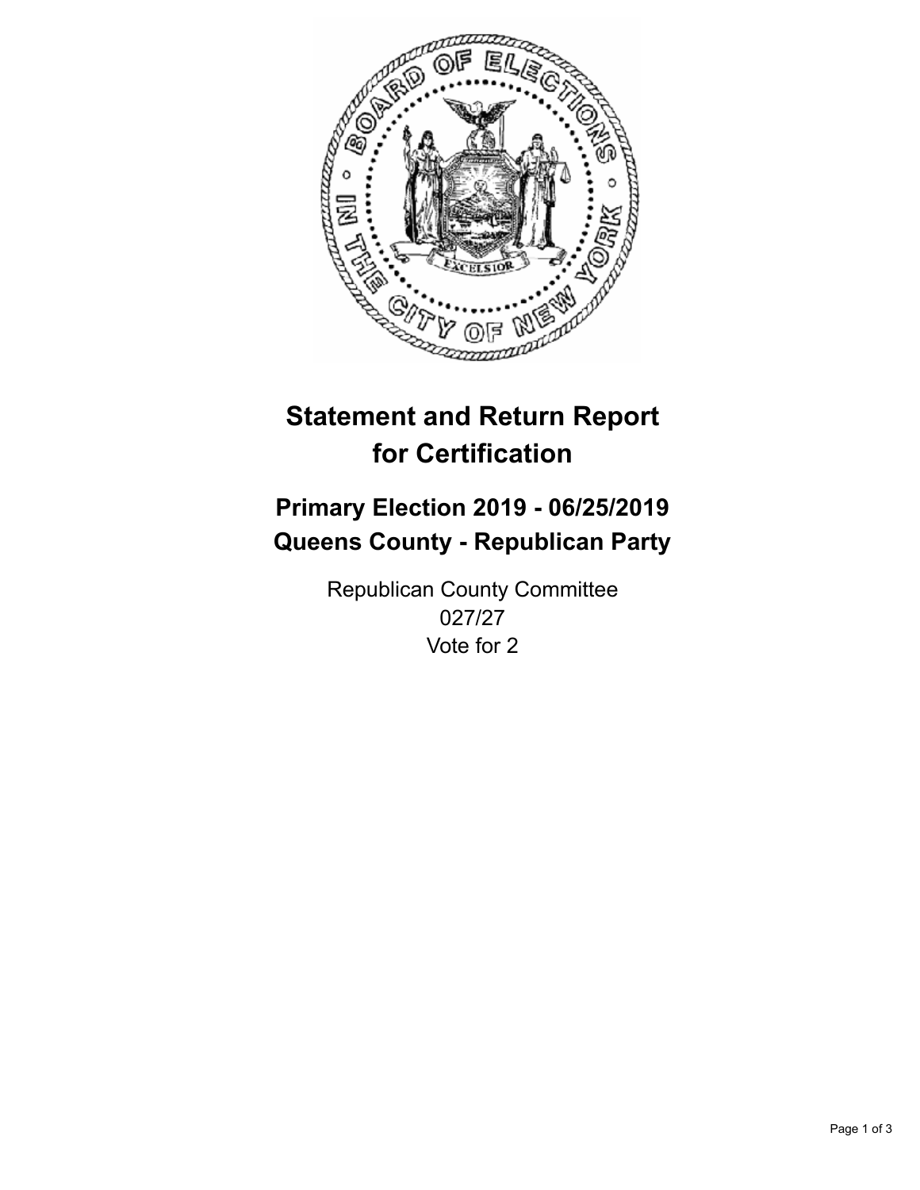# Statement and Return Report for Certification

## Primary Election 2019 - 06/25/2019
## Queens County - Republican Party

Republican County Committee
027/27
Vote for 2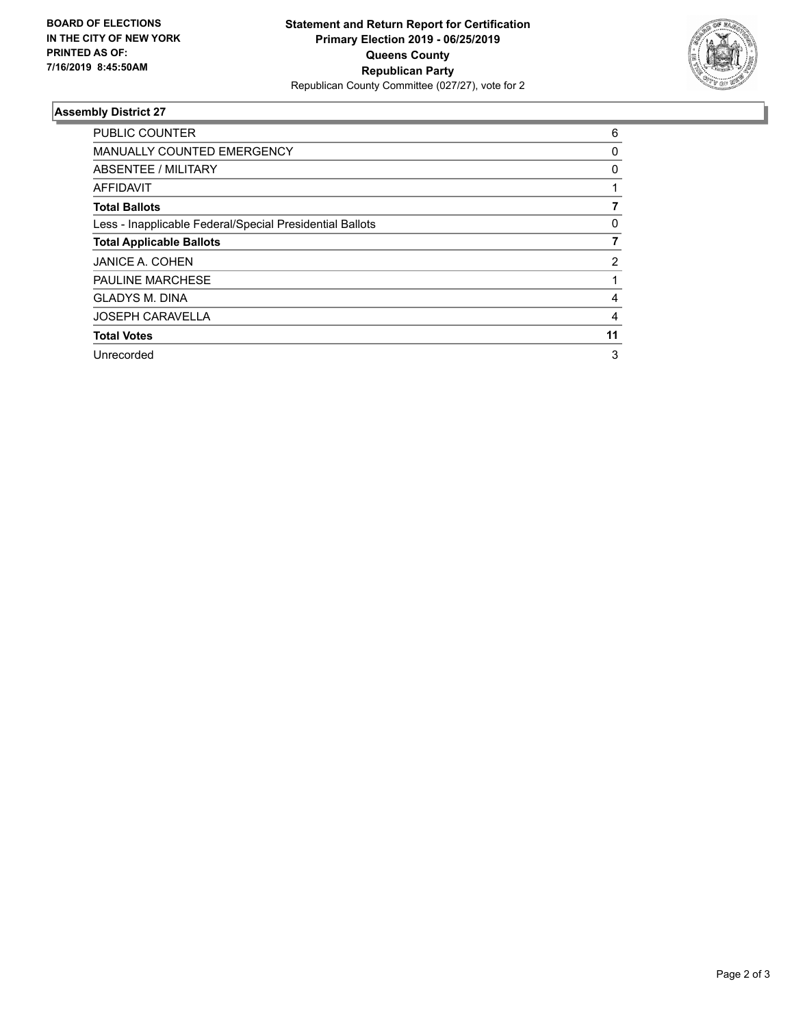**BOARD OF ELECTIONS IN THE CITY OF NEW YORK PRINTED AS OF: 7/16/2019 8:45:50AM**

**Statement and Return Report for Certification**
**Primary Election 2019 - 06/25/2019**
**Queens County**
**Republican Party**
Republican County Committee (027/27), vote for 2

### Assembly District 27

| | |
|---|---|
| PUBLIC COUNTER | 6 |
| MANUALLY COUNTED EMERGENCY | 0 |
| ABSENTEE / MILITARY | 0 |
| AFFIDAVIT | 1 |
| **Total Ballots** | **7** |
| Less - Inapplicable Federal/Special Presidential Ballots | 0 |
| **Total Applicable Ballots** | **7** |
| JANICE A. COHEN | 2 |
| PAULINE MARCHESE | 1 |
| GLADYS M. DINA | 4 |
| JOSEPH CARAVELLA | 4 |
| **Total Votes** | **11** |
| Unrecorded | 3 |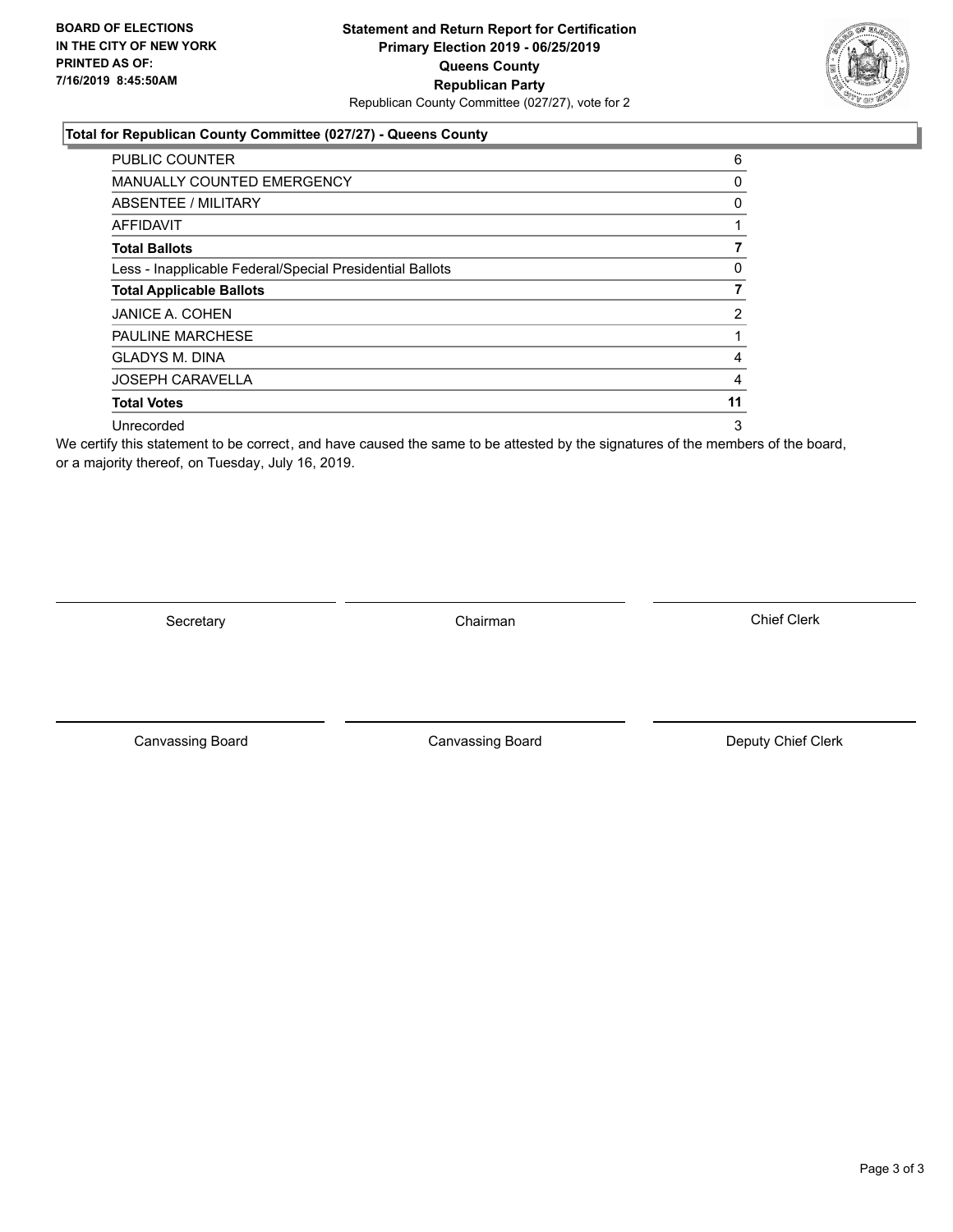**BOARD OF ELECTIONS IN THE CITY OF NEW YORK PRINTED AS OF: 7/16/2019 8:45:50AM**

**Statement and Return Report for Certification Primary Election 2019 - 06/25/2019 Queens County Republican Party**

Republican County Committee (027/27), vote for 2

**Total for Republican County Committee (027/27) - Queens County**

| | |
|---|---|
| PUBLIC COUNTER | 6 |
| MANUALLY COUNTED EMERGENCY | 0 |
| ABSENTEE / MILITARY | 0 |
| AFFIDAVIT | 1 |
| **Total Ballots** | **7** |
| Less - Inapplicable Federal/Special Presidential Ballots | 0 |
| **Total Applicable Ballots** | **7** |
| JANICE A. COHEN | 2 |
| PAULINE MARCHESE | 1 |
| GLADYS M. DINA | 4 |
| JOSEPH CARAVELLA | 4 |
| **Total Votes** | **11** |
| Unrecorded | 3 |

We certify this statement to be correct, and have caused the same to be attested by the signatures of the members of the board, or a majority thereof, on Tuesday, July 16, 2019.

Secretary

Chairman

Chief Clerk

Canvassing Board

Canvassing Board

Deputy Chief Clerk